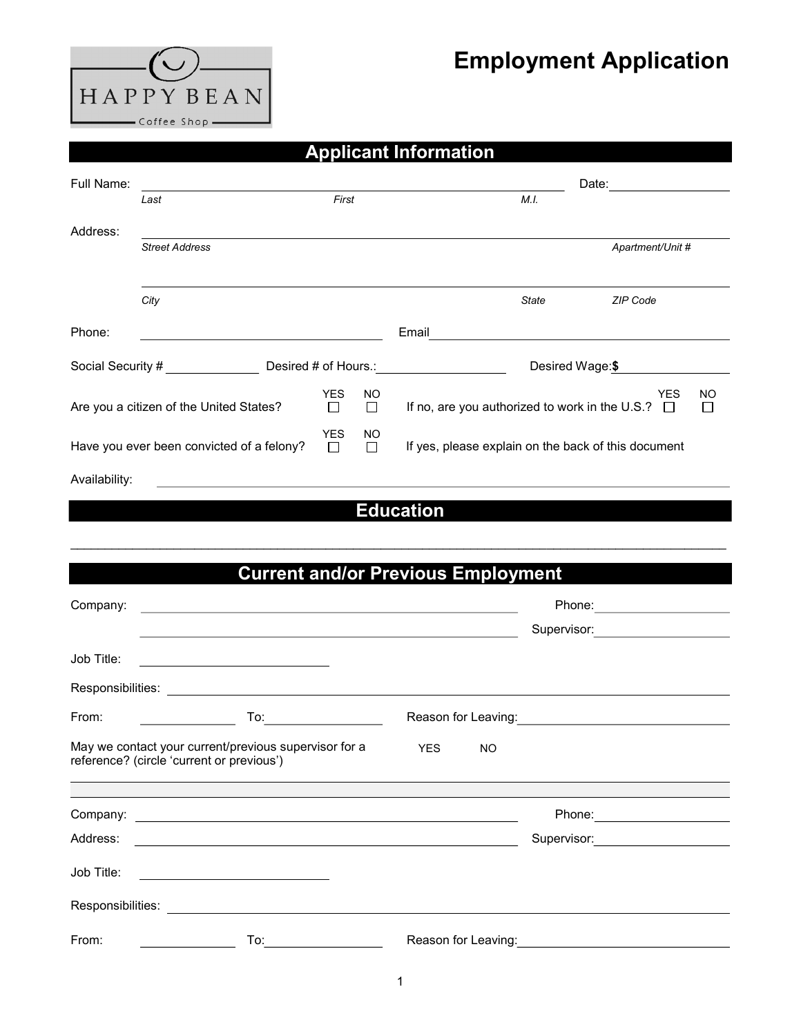HAPPY BEAN
Coffee Shop

# Employment Application

## Applicant Information

Full Name: ______________________________________________ Date: ____________

*Last* *First* *M.I.*

Address: ______________________________________________

*Street Address* *Apartment/Unit #*

______________________________________________

*City* *State* *ZIP Code*

Phone: ______________________ Email ______________________

Social Security # __________ Desired # of Hours.: __________ Desired Wage: **$** __________

| | YES | NO | | YES | NO |
|---|---|---|---|---|---|
| Are you a citizen of the United States? | ☐ | ☐ | If no, are you authorized to work in the U.S.? | ☐ | ☐ |
| Have you ever been convicted of a felony? | ☐ | ☐ | If yes, please explain on the back of this document | | |

Availability: ______________________________________________

## Education

______________________________________________

## Current and/or Previous Employment

Company: ______________________________ Phone: ______________

______________________________ Supervisor: ______________

Job Title: ______________

Responsibilities: ______________________________________________

From: __________ To: __________ Reason for Leaving: ______________

May we contact your current/previous supervisor for a reference? (circle 'current or previous') YES NO

---

Company: ______________________________ Phone: ______________

Address: ______________________________ Supervisor: ______________

Job Title: ______________

Responsibilities: ______________________________________________

From: __________ To: __________ Reason for Leaving: ______________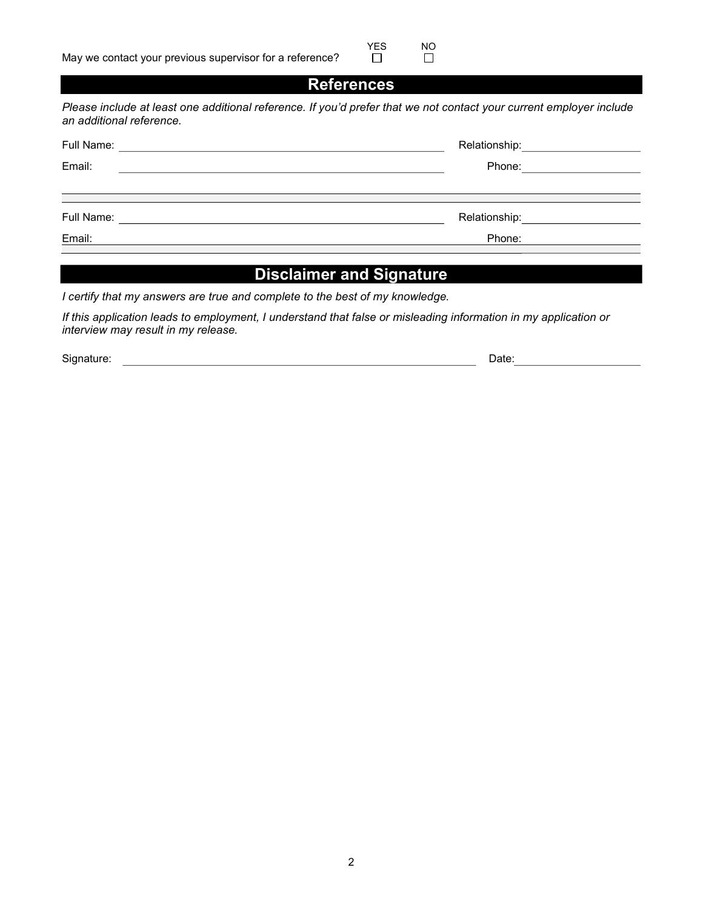May we contact your previous supervisor for a reference? YES ☐ NO ☐

## References

*Please include at least one additional reference. If you'd prefer that we not contact your current employer include an additional reference.*

Full Name: ______________________________ Relationship: ______________

Email: ______________________________ Phone: ______________

Full Name: ______________________________ Relationship: ______________

Email: ______________________________ Phone: ______________

## Disclaimer and Signature

*I certify that my answers are true and complete to the best of my knowledge.*

*If this application leads to employment, I understand that false or misleading information in my application or interview may result in my release.*

Signature: ______________________________ Date: ______________